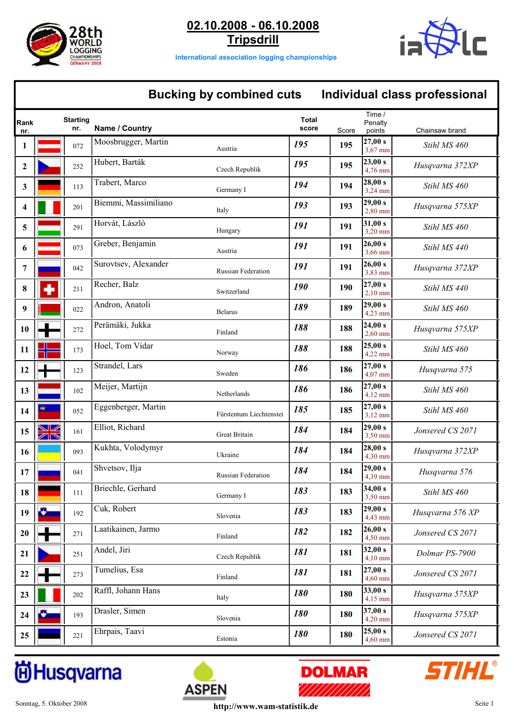# 02.10.2008 - 06.10.2008

## Tripsdrill

international association logging championships

## Bucking by combined cuts — Individual class professional

| Rank nr. | Starting nr. | Name / Country | | Total score | Score | Time / Penalty points | Chainsaw brand |
|---|---|---|---|---|---|---|---|
| 1 | 072 | Moosbrugger, Martin | Austria | 195 | 195 | 27,00 s 3,67 mm | Stihl MS 460 |
| 2 | 252 | Hubert, Barták | Czech Republik | 195 | 195 | 23,00 s 4,76 mm | Husqvarna 372XP |
| 3 | 113 | Trabert, Marco | Germany I | 194 | 194 | 28,00 s 3,24 mm | Stihl MS 460 |
| 4 | 201 | Biemmi, Massimiliano | Italy | 193 | 193 | 29,00 s 2,80 mm | Husqvarna 575XP |
| 5 | 291 | Horvát, László | Hungary | 191 | 191 | 31,00 s 3,20 mm | Stihl MS 460 |
| 6 | 073 | Greber, Benjamin | Austria | 191 | 191 | 26,00 s 3,66 mm | Stihl MS 440 |
| 7 | 042 | Surovtsev, Alexander | Russian Federation | 191 | 191 | 26,00 s 3,83 mm | Husqvarna 372XP |
| 8 | 211 | Recher, Balz | Switzerland | 190 | 190 | 27,00 s 2,10 mm | Stihl MS 440 |
| 9 | 022 | Andron, Anatoli | Belarus | 189 | 189 | 29,00 s 4,23 mm | Stihl MS 460 |
| 10 | 272 | Perämäki, Jukka | Finland | 188 | 188 | 24,00 s 2,60 mm | Husqvarna 575XP |
| 11 | 173 | Hoel, Tom Vidar | Norway | 188 | 188 | 25,00 s 4,22 mm | Stihl MS 460 |
| 12 | 123 | Strandel, Lars | Sweden | 186 | 186 | 27,00 s 4,07 mm | Husqvarna 575 |
| 13 | 102 | Meijer, Martijn | Netherlands | 186 | 186 | 27,00 s 4,12 mm | Stihl MS 460 |
| 14 | 052 | Eggenberger, Martin | Fürstentum Liechtenstei | 185 | 185 | 27,00 s 3,12 mm | Stihl MS 460 |
| 15 | 161 | Elliot, Richard | Great Britain | 184 | 184 | 29,00 s 3,50 mm | Jonsered CS 2071 |
| 16 | 093 | Kukhta, Volodymyr | Ukraine | 184 | 184 | 28,00 s 4,30 mm | Husqvarna 372XP |
| 17 | 041 | Shvetsov, Ilja | Russian Federation | 184 | 184 | 29,00 s 4,39 mm | Husqvarna 576 |
| 18 | 111 | Briechle, Gerhard | Germany I | 183 | 183 | 34,00 s 3,50 mm | Stihl MS 460 |
| 19 | 192 | Cuk, Robert | Slovenia | 183 | 183 | 29,00 s 4,43 mm | Husqvarna 576 XP |
| 20 | 271 | Laatikainen, Jarmo | Finland | 182 | 182 | 26,00 s 4,50 mm | Jonsered CS 2071 |
| 21 | 251 | Andel, Jiri | Czech Republik | 181 | 181 | 32,00 s 4,10 mm | Dolmar PS-7900 |
| 22 | 273 | Tumelius, Esa | Finland | 181 | 181 | 27,00 s 4,60 mm | Jonsered CS 2071 |
| 23 | 202 | Raffl, Johann Hans | Italy | 180 | 180 | 33,00 s 4,15 mm | Husqvarna 575XP |
| 24 | 193 | Drasler, Simen | Slovenia | 180 | 180 | 37,00 s 4,20 mm | Husqvarna 575XP |
| 25 | 221 | Ehrpais, Taavi | Estonia | 180 | 180 | 25,00 s 4,60 mm | Jonsered CS 2071 |

Sonntag, 5. Oktober 2008

http://www.wam-statistik.de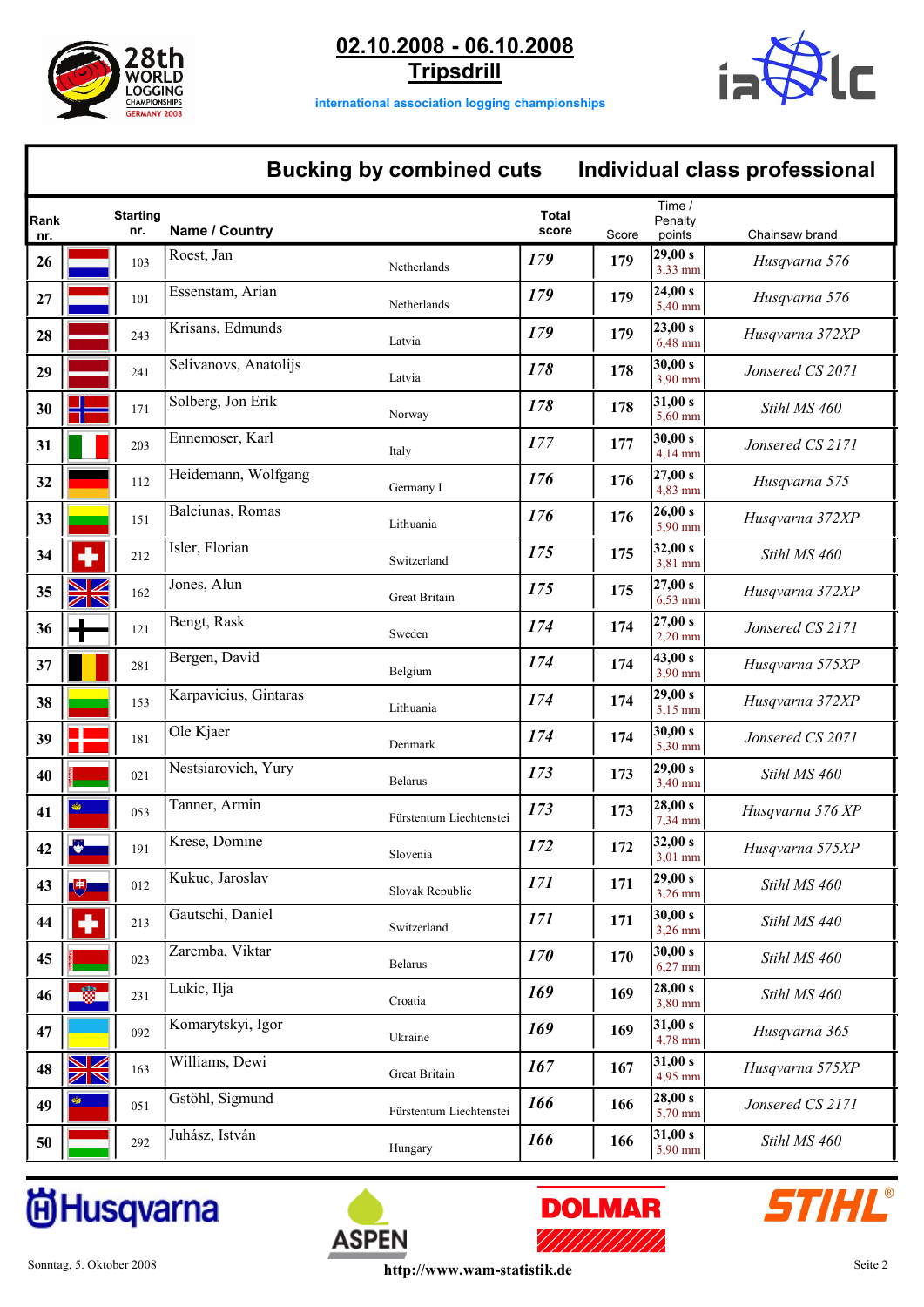# 02.10.2008 - 06.10.2008
## Tripsdrill

international association logging championships

## Bucking by combined cuts — Individual class professional

| Rank nr. | Starting nr. | Name / Country | | Total score | Score | Time / Penalty points | Chainsaw brand |
|---|---|---|---|---|---|---|---|
| 26 | 103 | Roest, Jan | Netherlands | 179 | 179 | 29,00 s 3,33 mm | Husqvarna 576 |
| 27 | 101 | Essenstam, Arian | Netherlands | 179 | 179 | 24,00 s 5,40 mm | Husqvarna 576 |
| 28 | 243 | Krisans, Edmunds | Latvia | 179 | 179 | 23,00 s 6,48 mm | Husqvarna 372XP |
| 29 | 241 | Selivanovs, Anatolijs | Latvia | 178 | 178 | 30,00 s 3,90 mm | Jonsered CS 2071 |
| 30 | 171 | Solberg, Jon Erik | Norway | 178 | 178 | 31,00 s 5,60 mm | Stihl MS 460 |
| 31 | 203 | Ennemoser, Karl | Italy | 177 | 177 | 30,00 s 4,14 mm | Jonsered CS 2171 |
| 32 | 112 | Heidemann, Wolfgang | Germany I | 176 | 176 | 27,00 s 4,83 mm | Husqvarna 575 |
| 33 | 151 | Balciunas, Romas | Lithuania | 176 | 176 | 26,00 s 5,90 mm | Husqvarna 372XP |
| 34 | 212 | Isler, Florian | Switzerland | 175 | 175 | 32,00 s 3,81 mm | Stihl MS 460 |
| 35 | 162 | Jones, Alun | Great Britain | 175 | 175 | 27,00 s 6,53 mm | Husqvarna 372XP |
| 36 | 121 | Bengt, Rask | Sweden | 174 | 174 | 27,00 s 2,20 mm | Jonsered CS 2171 |
| 37 | 281 | Bergen, David | Belgium | 174 | 174 | 43,00 s 3,90 mm | Husqvarna 575XP |
| 38 | 153 | Karpavicius, Gintaras | Lithuania | 174 | 174 | 29,00 s 5,15 mm | Husqvarna 372XP |
| 39 | 181 | Ole Kjaer | Denmark | 174 | 174 | 30,00 s 5,30 mm | Jonsered CS 2071 |
| 40 | 021 | Nestsiarovich, Yury | Belarus | 173 | 173 | 29,00 s 3,40 mm | Stihl MS 460 |
| 41 | 053 | Tanner, Armin | Fürstentum Liechtenstei | 173 | 173 | 28,00 s 7,34 mm | Husqvarna 576 XP |
| 42 | 191 | Krese, Domine | Slovenia | 172 | 172 | 32,00 s 3,01 mm | Husqvarna 575XP |
| 43 | 012 | Kukuc, Jaroslav | Slovak Republic | 171 | 171 | 29,00 s 3,26 mm | Stihl MS 460 |
| 44 | 213 | Gautschi, Daniel | Switzerland | 171 | 171 | 30,00 s 3,26 mm | Stihl MS 440 |
| 45 | 023 | Zaremba, Viktar | Belarus | 170 | 170 | 30,00 s 6,27 mm | Stihl MS 460 |
| 46 | 231 | Lukic, Ilja | Croatia | 169 | 169 | 28,00 s 3,80 mm | Stihl MS 460 |
| 47 | 092 | Komarytskyi, Igor | Ukraine | 169 | 169 | 31,00 s 4,78 mm | Husqvarna 365 |
| 48 | 163 | Williams, Dewi | Great Britain | 167 | 167 | 31,00 s 4,95 mm | Husqvarna 575XP |
| 49 | 051 | Gstöhl, Sigmund | Fürstentum Liechtenstei | 166 | 166 | 28,00 s 5,70 mm | Jonsered CS 2171 |
| 50 | 292 | Juhász, István | Hungary | 166 | 166 | 31,00 s 5,90 mm | Stihl MS 460 |

Husqvarna — ASPEN — DOLMAR — STIHL

Sonntag, 5. Oktober 2008

http://www.wam-statistik.de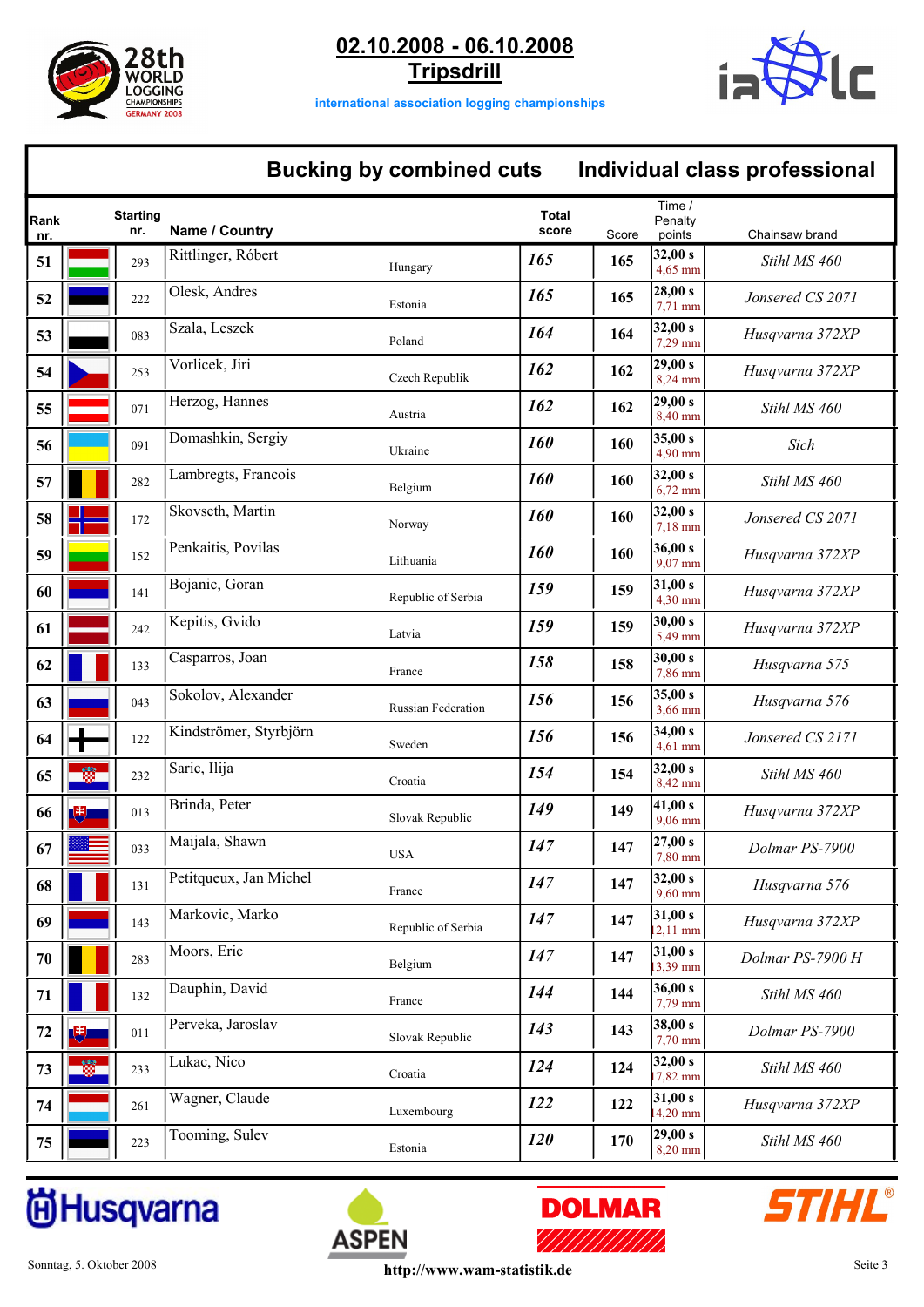# 02.10.2008 - 06.10.2008
## Tripsdrill

international association logging championships

## Bucking by combined cuts Individual class professional

| Rank nr. | Starting nr. | Name / Country | | Total score | Score | Time / Penalty points | Chainsaw brand |
|---|---|---|---|---|---|---|---|
| 51 | 293 | Rittlinger, Róbert | Hungary | 165 | 165 | 32,00 s 4,65 mm | Stihl MS 460 |
| 52 | 222 | Olesk, Andres | Estonia | 165 | 165 | 28,00 s 7,71 mm | Jonsered CS 2071 |
| 53 | 083 | Szala, Leszek | Poland | 164 | 164 | 32,00 s 7,29 mm | Husqvarna 372XP |
| 54 | 253 | Vorlicek, Jiri | Czech Republik | 162 | 162 | 29,00 s 8,24 mm | Husqvarna 372XP |
| 55 | 071 | Herzog, Hannes | Austria | 162 | 162 | 29,00 s 8,40 mm | Stihl MS 460 |
| 56 | 091 | Domashkin, Sergiy | Ukraine | 160 | 160 | 35,00 s 4,90 mm | Sich |
| 57 | 282 | Lambregts, Francois | Belgium | 160 | 160 | 32,00 s 6,72 mm | Stihl MS 460 |
| 58 | 172 | Skovseth, Martin | Norway | 160 | 160 | 32,00 s 7,18 mm | Jonsered CS 2071 |
| 59 | 152 | Penkaitis, Povilas | Lithuania | 160 | 160 | 36,00 s 9,07 mm | Husqvarna 372XP |
| 60 | 141 | Bojanic, Goran | Republic of Serbia | 159 | 159 | 31,00 s 4,30 mm | Husqvarna 372XP |
| 61 | 242 | Kepitis, Gvido | Latvia | 159 | 159 | 30,00 s 5,49 mm | Husqvarna 372XP |
| 62 | 133 | Casparros, Joan | France | 158 | 158 | 30,00 s 7,86 mm | Husqvarna 575 |
| 63 | 043 | Sokolov, Alexander | Russian Federation | 156 | 156 | 35,00 s 3,66 mm | Husqvarna 576 |
| 64 | 122 | Kindströmer, Styrbjörn | Sweden | 156 | 156 | 34,00 s 4,61 mm | Jonsered CS 2171 |
| 65 | 232 | Saric, Ilija | Croatia | 154 | 154 | 32,00 s 8,42 mm | Stihl MS 460 |
| 66 | 013 | Brinda, Peter | Slovak Republic | 149 | 149 | 41,00 s 9,06 mm | Husqvarna 372XP |
| 67 | 033 | Maijala, Shawn | USA | 147 | 147 | 27,00 s 7,80 mm | Dolmar PS-7900 |
| 68 | 131 | Petitqueux, Jan Michel | France | 147 | 147 | 32,00 s 9,60 mm | Husqvarna 576 |
| 69 | 143 | Markovic, Marko | Republic of Serbia | 147 | 147 | 31,00 s 12,11 mm | Husqvarna 372XP |
| 70 | 283 | Moors, Eric | Belgium | 147 | 147 | 31,00 s 13,39 mm | Dolmar PS-7900 H |
| 71 | 132 | Dauphin, David | France | 144 | 144 | 36,00 s 7,79 mm | Stihl MS 460 |
| 72 | 011 | Perveka, Jaroslav | Slovak Republic | 143 | 143 | 38,00 s 7,70 mm | Dolmar PS-7900 |
| 73 | 233 | Lukac, Nico | Croatia | 124 | 124 | 32,00 s 17,82 mm | Stihl MS 460 |
| 74 | 261 | Wagner, Claude | Luxembourg | 122 | 122 | 31,00 s 14,20 mm | Husqvarna 372XP |
| 75 | 223 | Tooming, Sulev | Estonia | 120 | 170 | 29,00 s 8,20 mm | Stihl MS 460 |

Sonntag, 5. Oktober 2008

http://www.wam-statistik.de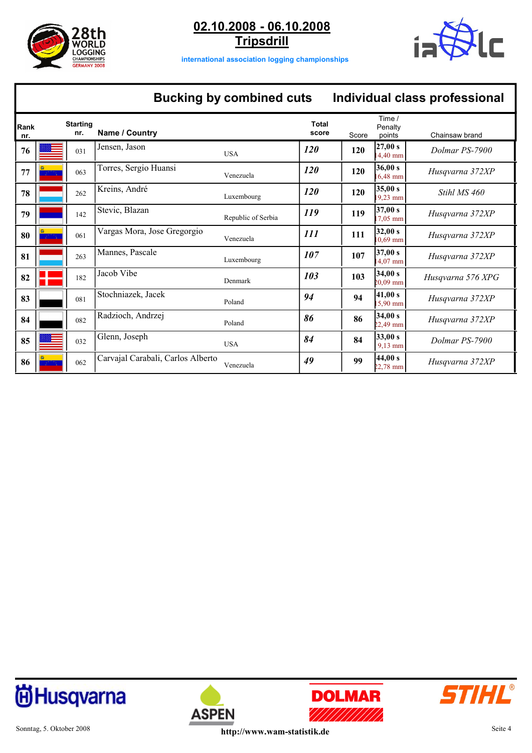**02.10.2008 - 06.10.2008**
**Tripsdrill**

international association logging championships

## Bucking by combined cuts — Individual class professional

| Rank nr. | Starting nr. | Name / Country | | Total score | Score | Time / Penalty points | Chainsaw brand |
|---|---|---|---|---|---|---|---|
| 76 | 031 | Jensen, Jason | USA | *120* | 120 | 27,00 s 14,40 mm | *Dolmar PS-7900* |
| 77 | 063 | Torres, Sergio Huansi | Venezuela | *120* | 120 | 36,00 s 16,48 mm | *Husqvarna 372XP* |
| 78 | 262 | Kreins, André | Luxembourg | *120* | 120 | 35,00 s 19,23 mm | *Stihl MS 460* |
| 79 | 142 | Stevic, Blazan | Republic of Serbia | *119* | 119 | 37,00 s 17,05 mm | *Husqvarna 372XP* |
| 80 | 061 | Vargas Mora, Jose Gregorgio | Venezuela | *111* | 111 | 32,00 s 10,69 mm | *Husqvarna 372XP* |
| 81 | 263 | Mannes, Pascale | Luxembourg | *107* | 107 | 37,00 s 14,07 mm | *Husqvarna 372XP* |
| 82 | 182 | Jacob Vibe | Denmark | *103* | 103 | 34,00 s 20,09 mm | *Husqvarna 576 XPG* |
| 83 | 081 | Stochniazek, Jacek | Poland | *94* | 94 | 41,00 s 15,90 mm | *Husqvarna 372XP* |
| 84 | 082 | Radzioch, Andrzej | Poland | *86* | 86 | 34,00 s 22,49 mm | *Husqvarna 372XP* |
| 85 | 032 | Glenn, Joseph | USA | *84* | 84 | 33,00 s 9,13 mm | *Dolmar PS-7900* |
| 86 | 062 | Carvajal Carabali, Carlos Alberto | Venezuela | *49* | 99 | 44,00 s 22,78 mm | *Husqvarna 372XP* |

Sonntag, 5. Oktober 2008

http://www.wam-statistik.de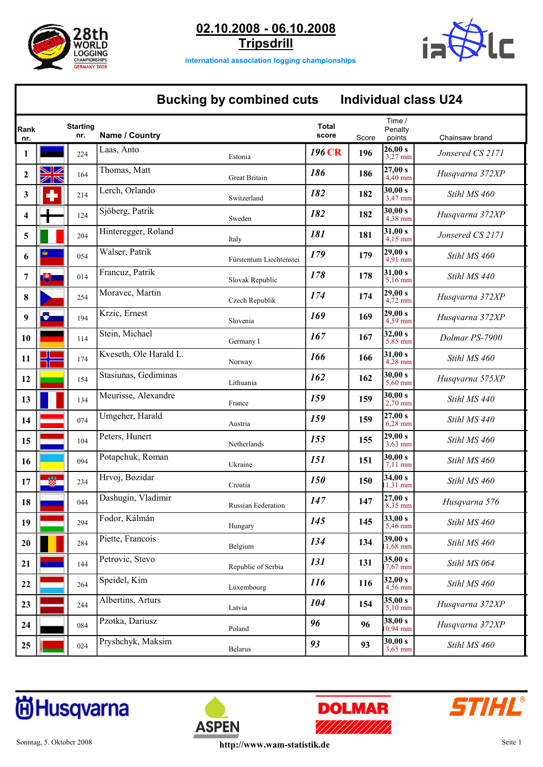# 02.10.2008 - 06.10.2008

## Tripsdrill

international association logging championships

## Bucking by combined cuts — Individual class U24

| Rank nr. | | Starting nr. | Name / Country | | Total score | Score | Time / Penalty points | Chainsaw brand |
|---|---|---|---|---|---|---|---|---|
| 1 | | 224 | Laas, Anto | Estonia | 196 CR | 196 | 26,00 s 3,27 mm | Jonsered CS 2171 |
| 2 | | 164 | Thomas, Matt | Great Britain | 186 | 186 | 27,00 s 4,40 mm | Husqvarna 372XP |
| 3 | | 214 | Lerch, Orlando | Switzerland | 182 | 182 | 30,00 s 3,47 mm | Stihl MS 460 |
| 4 | | 124 | Sjöberg, Patrik | Sweden | 182 | 182 | 30,00 s 4,38 mm | Husqvarna 372XP |
| 5 | | 204 | Hinteregger, Roland | Italy | 181 | 181 | 31,00 s 4,15 mm | Jonsered CS 2171 |
| 6 | | 054 | Walser, Patrik | Fürstentum Liechtenstei | 179 | 179 | 29,00 s 4,91 mm | Stihl MS 460 |
| 7 | | 014 | Francuz, Patrik | Slovak Republic | 178 | 178 | 31,00 s 5,16 mm | Stihl MS 440 |
| 8 | | 254 | Moravec, Martin | Czech Republik | 174 | 174 | 29,00 s 4,72 mm | Husqvarna 372XP |
| 9 | | 194 | Krzic, Ernest | Slovenia | 169 | 169 | 29,00 s 4,59 mm | Husqvarna 372XP |
| 10 | | 114 | Stein, Michael | Germany I | 167 | 167 | 32,00 s 5,85 mm | Dolmar PS-7900 |
| 11 | | 174 | Kveseth, Ole Harald L. | Norway | 166 | 166 | 31,00 s 4,28 mm | Stihl MS 460 |
| 12 | | 154 | Stasiunas, Gediminas | Lithuania | 162 | 162 | 30,00 s 5,60 mm | Husqvarna 575XP |
| 13 | | 134 | Meurisse, Alexandre | France | 159 | 159 | 30,00 s 2,70 mm | Stihl MS 440 |
| 14 | | 074 | Umgeher, Harald | Austria | 159 | 159 | 27,00 s 6,28 mm | Stihl MS 440 |
| 15 | | 104 | Peters, Hunert | Netherlands | 155 | 155 | 29,00 s 3,63 mm | Stihl MS 460 |
| 16 | | 094 | Potapchuk, Roman | Ukraine | 151 | 151 | 30,00 s 7,11 mm | Stihl MS 460 |
| 17 | | 234 | Hrvoj, Bozidar | Croatia | 150 | 150 | 34,00 s 11,31 mm | Stihl MS 460 |
| 18 | | 044 | Dashugin, Vladimir | Russian Federation | 147 | 147 | 27,00 s 8,35 mm | Husqvarna 576 |
| 19 | | 294 | Fodor, Kálmán | Hungary | 145 | 145 | 33,00 s 5,46 mm | Stihl MS 460 |
| 20 | | 284 | Piette, Francois | Belgium | 134 | 134 | 39,00 s 11,68 mm | Stihl MS 460 |
| 21 | | 144 | Petrovic, Stevo | Republic of Serbia | 131 | 131 | 35,00 s 17,67 mm | Stihl MS 064 |
| 22 | | 264 | Speidel, Kim | Luxembourg | 116 | 116 | 32,00 s 4,56 mm | Stihl MS 460 |
| 23 | | 244 | Albertins, Arturs | Latvia | 104 | 154 | 35,00 s 5,10 mm | Husqvarna 372XP |
| 24 | | 084 | Pzotka, Dariusz | Poland | 96 | 96 | 38,00 s 10,94 mm | Husqvarna 372XP |
| 25 | | 024 | Pryshchyk, Maksim | Belarus | 93 | 93 | 30,00 s 3,65 mm | Stihl MS 460 |

Sonntag, 5. Oktober 2008

http://www.wam-statistik.de